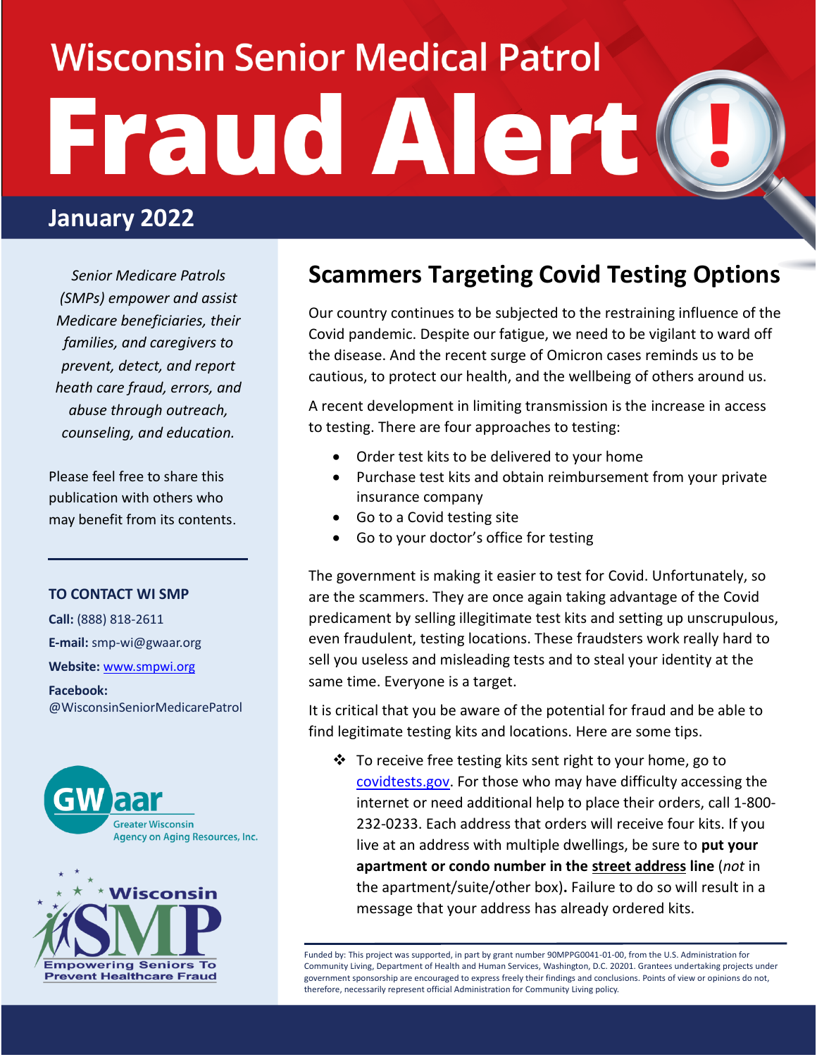# Wisconsin Senior Medical Patrol

# Fraud Alert!

## January 2022

*Senior Medicare Patrols (SMPs) empower and assist Medicare beneficiaries, their families, and caregivers to prevent, detect, and report heath care fraud, errors, and abuse through outreach, counseling, and education.*

Please feel free to share this publication with others who may benefit from its contents.

**TO CONTACT WI SMP**

**Call:** (888) 818-2611

**E-mail:** smp-wi@gwaar.org

**Website:** www.smpwi.org

**Facebook:** @WisconsinSeniorMedicarePatrol

GWaar Greater Wisconsin Agency on Aging Resources, Inc.

Wisconsin SMP Empowering Seniors To Prevent Healthcare Fraud

## Scammers Targeting Covid Testing Options

Our country continues to be subjected to the restraining influence of the Covid pandemic. Despite our fatigue, we need to be vigilant to ward off the disease. And the recent surge of Omicron cases reminds us to be cautious, to protect our health, and the wellbeing of others around us.

A recent development in limiting transmission is the increase in access to testing. There are four approaches to testing:

- Order test kits to be delivered to your home
- Purchase test kits and obtain reimbursement from your private insurance company
- Go to a Covid testing site
- Go to your doctor's office for testing

The government is making it easier to test for Covid. Unfortunately, so are the scammers. They are once again taking advantage of the Covid predicament by selling illegitimate test kits and setting up unscrupulous, even fraudulent, testing locations. These fraudsters work really hard to sell you useless and misleading tests and to steal your identity at the same time. Everyone is a target.

It is critical that you be aware of the potential for fraud and be able to find legitimate testing kits and locations. Here are some tips.

- To receive free testing kits sent right to your home, go to covidtests.gov. For those who may have difficulty accessing the internet or need additional help to place their orders, call 1-800-232-0233. Each address that orders will receive four kits. If you live at an address with multiple dwellings, be sure to **put your apartment or condo number in the street address line** (*not* in the apartment/suite/other box)**.** Failure to do so will result in a message that your address has already ordered kits.

Funded by: This project was supported, in part by grant number 90MPPG0041-01-00, from the U.S. Administration for Community Living, Department of Health and Human Services, Washington, D.C. 20201. Grantees undertaking projects under government sponsorship are encouraged to express freely their findings and conclusions. Points of view or opinions do not, therefore, necessarily represent official Administration for Community Living policy.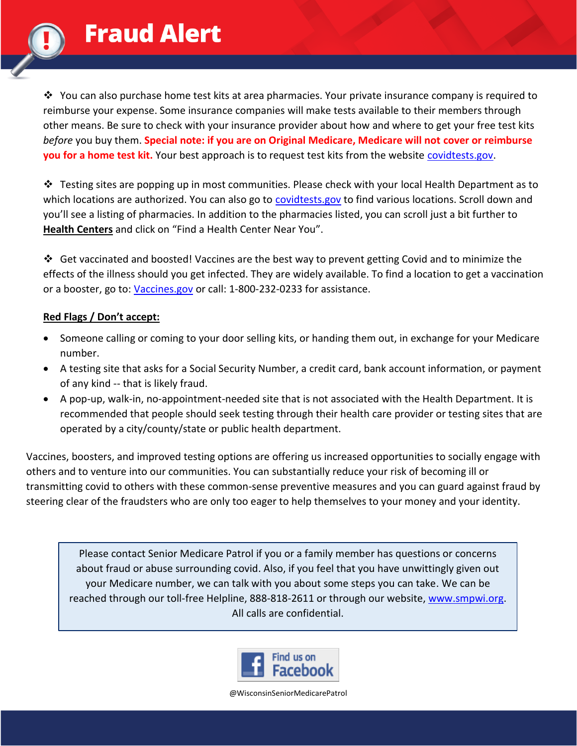# Fraud Alert

- You can also purchase home test kits at area pharmacies. Your private insurance company is required to reimburse your expense. Some insurance companies will make tests available to their members through other means. Be sure to check with your insurance provider about how and where to get your free test kits *before* you buy them. **Special note: if you are on Original Medicare, Medicare will not cover or reimburse you for a home test kit.** Your best approach is to request test kits from the website covidtests.gov.

- Testing sites are popping up in most communities. Please check with your local Health Department as to which locations are authorized. You can also go to covidtests.gov to find various locations. Scroll down and you'll see a listing of pharmacies. In addition to the pharmacies listed, you can scroll just a bit further to **Health Centers** and click on "Find a Health Center Near You".

- Get vaccinated and boosted! Vaccines are the best way to prevent getting Covid and to minimize the effects of the illness should you get infected. They are widely available. To find a location to get a vaccination or a booster, go to: Vaccines.gov or call: 1-800-232-0233 for assistance.

**Red Flags / Don't accept:**

- Someone calling or coming to your door selling kits, or handing them out, in exchange for your Medicare number.
- A testing site that asks for a Social Security Number, a credit card, bank account information, or payment of any kind -- that is likely fraud.
- A pop-up, walk-in, no-appointment-needed site that is not associated with the Health Department. It is recommended that people should seek testing through their health care provider or testing sites that are operated by a city/county/state or public health department.

Vaccines, boosters, and improved testing options are offering us increased opportunities to socially engage with others and to venture into our communities. You can substantially reduce your risk of becoming ill or transmitting covid to others with these common-sense preventive measures and you can guard against fraud by steering clear of the fraudsters who are only too eager to help themselves to your money and your identity.

Please contact Senior Medicare Patrol if you or a family member has questions or concerns about fraud or abuse surrounding covid. Also, if you feel that you have unwittingly given out your Medicare number, we can talk with you about some steps you can take. We can be reached through our toll-free Helpline, 888-818-2611 or through our website, www.smpwi.org. All calls are confidential.

Find us on Facebook

@WisconsinSeniorMedicarePatrol